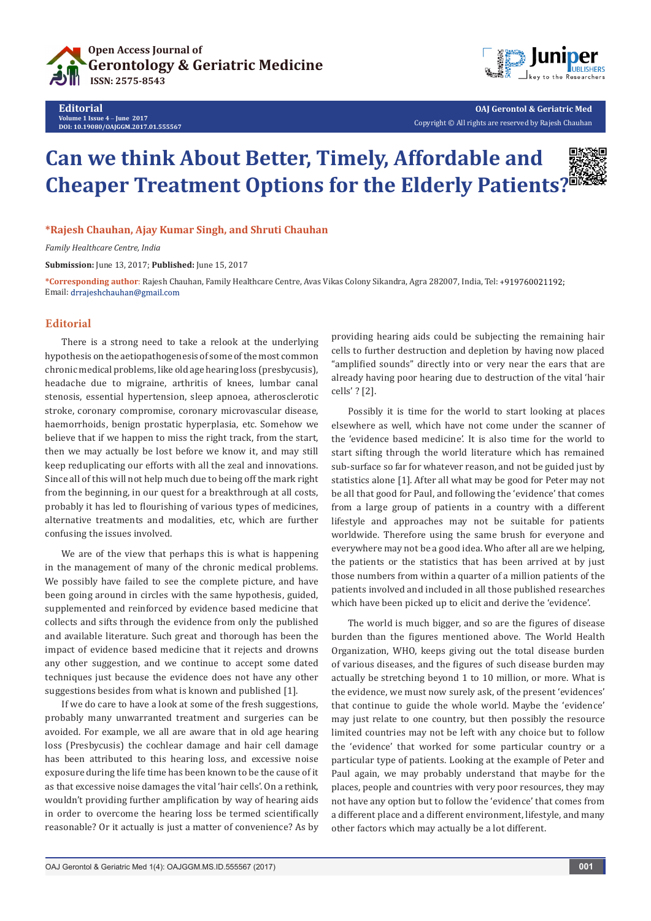Editorial

# Can we think About Better, Timely, Affordable and Cheaper Treatment Options for the Elderly Patients?

**\*Rajesh Chauhan, Ajay Kumar Singh, and Shruti Chauhan**

*Family Healthcare Centre, India*

**Submission:** June 13, 2017; **Published:** June 15, 2017

**\*Corresponding author:** Rajesh Chauhan, Family Healthcare Centre, Avas Vikas Colony Sikandra, Agra 282007, India, Tel: +919760021192; Email: drrajeshchauhan@gmail.com

## Editorial

There is a strong need to take a relook at the underlying hypothesis on the aetiopathogenesis of some of the most common chronic medical problems, like old age hearing loss (presbycusis), headache due to migraine, arthritis of knees, lumbar canal stenosis, essential hypertension, sleep apnoea, atherosclerotic stroke, coronary compromise, coronary microvascular disease, haemorrhoids, benign prostatic hyperplasia, etc. Somehow we believe that if we happen to miss the right track, from the start, then we may actually be lost before we know it, and may still keep reduplicating our efforts with all the zeal and innovations. Since all of this will not help much due to being off the mark right from the beginning, in our quest for a breakthrough at all costs, probably it has led to flourishing of various types of medicines, alternative treatments and modalities, etc, which are further confusing the issues involved.

We are of the view that perhaps this is what is happening in the management of many of the chronic medical problems. We possibly have failed to see the complete picture, and have been going around in circles with the same hypothesis, guided, supplemented and reinforced by evidence based medicine that collects and sifts through the evidence from only the published and available literature. Such great and thorough has been the impact of evidence based medicine that it rejects and drowns any other suggestion, and we continue to accept some dated techniques just because the evidence does not have any other suggestions besides from what is known and published [1].

If we do care to have a look at some of the fresh suggestions, probably many unwarranted treatment and surgeries can be avoided. For example, we all are aware that in old age hearing loss (Presbycusis) the cochlear damage and hair cell damage has been attributed to this hearing loss, and excessive noise exposure during the life time has been known to be the cause of it as that excessive noise damages the vital 'hair cells'. On a rethink, wouldn't providing further amplification by way of hearing aids in order to overcome the hearing loss be termed scientifically reasonable? Or it actually is just a matter of convenience? As by providing hearing aids could be subjecting the remaining hair cells to further destruction and depletion by having now placed "amplified sounds" directly into or very near the ears that are already having poor hearing due to destruction of the vital 'hair cells' ? [2].

Possibly it is time for the world to start looking at places elsewhere as well, which have not come under the scanner of the 'evidence based medicine'. It is also time for the world to start sifting through the world literature which has remained sub-surface so far for whatever reason, and not be guided just by statistics alone [1]. After all what may be good for Peter may not be all that good for Paul, and following the 'evidence' that comes from a large group of patients in a country with a different lifestyle and approaches may not be suitable for patients worldwide. Therefore using the same brush for everyone and everywhere may not be a good idea. Who after all are we helping, the patients or the statistics that has been arrived at by just those numbers from within a quarter of a million patients of the patients involved and included in all those published researches which have been picked up to elicit and derive the 'evidence'.

The world is much bigger, and so are the figures of disease burden than the figures mentioned above. The World Health Organization, WHO, keeps giving out the total disease burden of various diseases, and the figures of such disease burden may actually be stretching beyond 1 to 10 million, or more. What is the evidence, we must now surely ask, of the present 'evidences' that continue to guide the whole world. Maybe the 'evidence' may just relate to one country, but then possibly the resource limited countries may not be left with any choice but to follow the 'evidence' that worked for some particular country or a particular type of patients. Looking at the example of Peter and Paul again, we may probably understand that maybe for the places, people and countries with very poor resources, they may not have any option but to follow the 'evidence' that comes from a different place and a different environment, lifestyle, and many other factors which may actually be a lot different.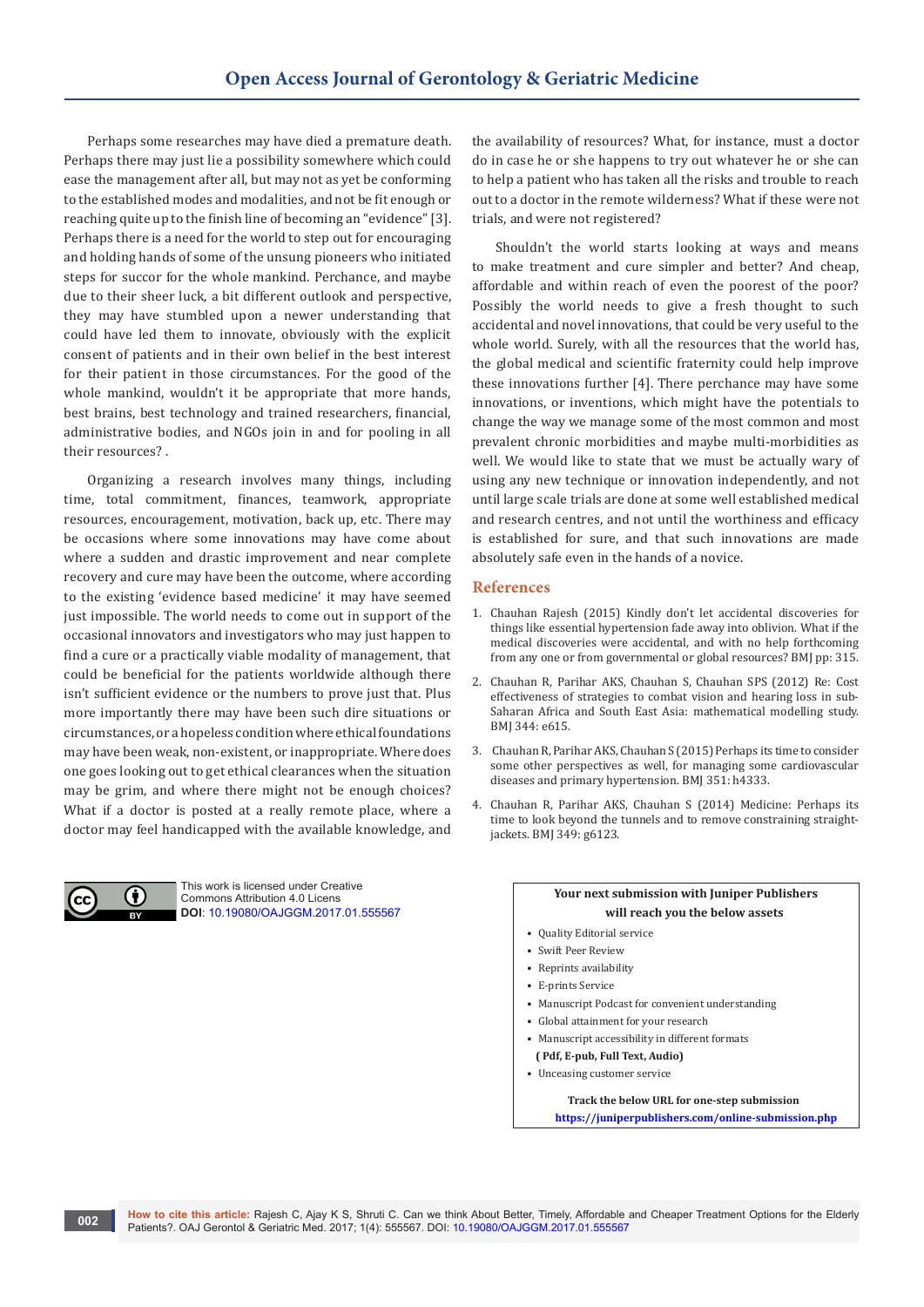Perhaps some researches may have died a premature death. Perhaps there may just lie a possibility somewhere which could ease the management after all, but may not as yet be conforming to the established modes and modalities, and not be fit enough or reaching quite up to the finish line of becoming an "evidence" [3]. Perhaps there is a need for the world to step out for encouraging and holding hands of some of the unsung pioneers who initiated steps for succor for the whole mankind. Perchance, and maybe due to their sheer luck, a bit different outlook and perspective, they may have stumbled upon a newer understanding that could have led them to innovate, obviously with the explicit consent of patients and in their own belief in the best interest for their patient in those circumstances. For the good of the whole mankind, wouldn't it be appropriate that more hands, best brains, best technology and trained researchers, financial, administrative bodies, and NGOs join in and for pooling in all their resources? .

Organizing a research involves many things, including time, total commitment, finances, teamwork, appropriate resources, encouragement, motivation, back up, etc. There may be occasions where some innovations may have come about where a sudden and drastic improvement and near complete recovery and cure may have been the outcome, where according to the existing 'evidence based medicine' it may have seemed just impossible. The world needs to come out in support of the occasional innovators and investigators who may just happen to find a cure or a practically viable modality of management, that could be beneficial for the patients worldwide although there isn't sufficient evidence or the numbers to prove just that. Plus more importantly there may have been such dire situations or circumstances, or a hopeless condition where ethical foundations may have been weak, non-existent, or inappropriate. Where does one goes looking out to get ethical clearances when the situation may be grim, and where there might not be enough choices? What if a doctor is posted at a really remote place, where a doctor may feel handicapped with the available knowledge, and the availability of resources? What, for instance, must a doctor do in case he or she happens to try out whatever he or she can to help a patient who has taken all the risks and trouble to reach out to a doctor in the remote wilderness? What if these were not trials, and were not registered?

Shouldn't the world starts looking at ways and means to make treatment and cure simpler and better? And cheap, affordable and within reach of even the poorest of the poor? Possibly the world needs to give a fresh thought to such accidental and novel innovations, that could be very useful to the whole world. Surely, with all the resources that the world has, the global medical and scientific fraternity could help improve these innovations further [4]. There perchance may have some innovations, or inventions, which might have the potentials to change the way we manage some of the most common and most prevalent chronic morbidities and maybe multi-morbidities as well. We would like to state that we must be actually wary of using any new technique or innovation independently, and not until large scale trials are done at some well established medical and research centres, and not until the worthiness and efficacy is established for sure, and that such innovations are made absolutely safe even in the hands of a novice.

## References

1. Chauhan Rajesh (2015) Kindly don't let accidental discoveries for things like essential hypertension fade away into oblivion. What if the medical discoveries were accidental, and with no help forthcoming from any one or from governmental or global resources? BMJ pp: 315.
2. Chauhan R, Parihar AKS, Chauhan S, Chauhan SPS (2012) Re: Cost effectiveness of strategies to combat vision and hearing loss in sub-Saharan Africa and South East Asia: mathematical modelling study. BMJ 344: e615.
3. Chauhan R, Parihar AKS, Chauhan S (2015) Perhaps its time to consider some other perspectives as well, for managing some cardiovascular diseases and primary hypertension. BMJ 351: h4333.
4. Chauhan R, Parihar AKS, Chauhan S (2014) Medicine: Perhaps its time to look beyond the tunnels and to remove constraining straight-jackets. BMJ 349: g6123.

This work is licensed under Creative Commons Attribution 4.0 Licens
**DOI**: 10.19080/OAJGGM.2017.01.555567

**Your next submission with Juniper Publishers will reach you the below assets**

- Quality Editorial service
- Swift Peer Review
- Reprints availability
- E-prints Service
- Manuscript Podcast for convenient understanding
- Global attainment for your research
- Manuscript accessibility in different formats
  **( Pdf, E-pub, Full Text, Audio)**
- Unceasing customer service

**Track the below URL for one-step submission**
**https://juniperpublishers.com/online-submission.php**

**How to cite this article:** Rajesh C, Ajay K S, Shruti C. Can we think About Better, Timely, Affordable and Cheaper Treatment Options for the Elderly Patients?. OAJ Gerontol & Geriatric Med. 2017; 1(4): 555567. DOI: 10.19080/OAJGGM.2017.01.555567